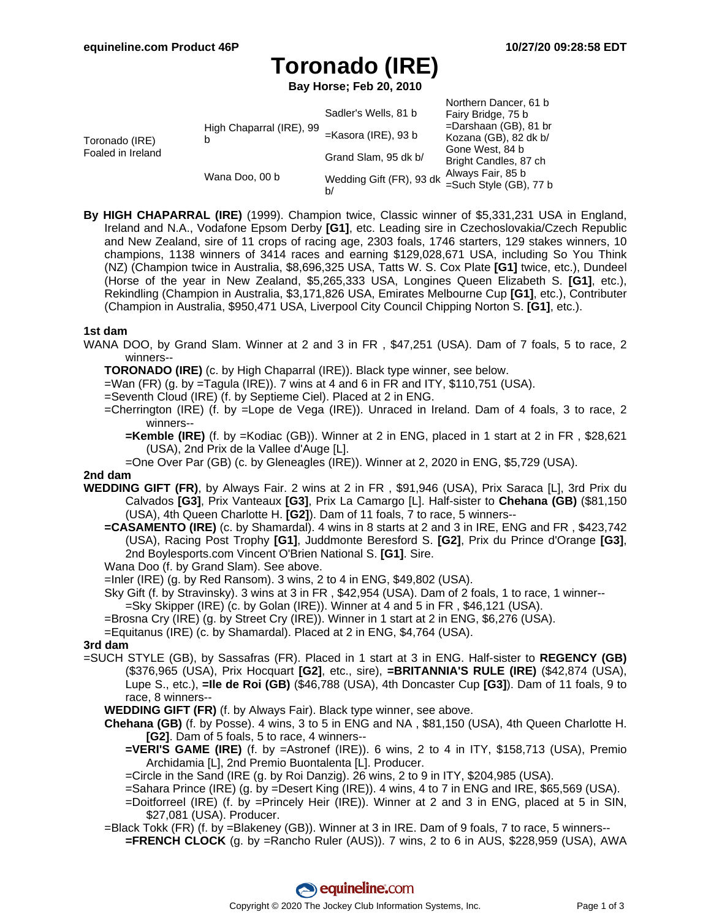# Toronado (IRE)

**Bay Horse; Feb 20, 2010**

| | | | |
|---|---|---|---|
| Toronado (IRE) Foaled in Ireland | High Chaparral (IRE), 99 b | Sadler's Wells, 81 b | Northern Dancer, 61 b |
| | | | Fairy Bridge, 75 b |
| | | =Kasora (IRE), 93 b | =Darshaan (GB), 81 br |
| | | | Kozana (GB), 82 dk b/ |
| | Wana Doo, 00 b | Grand Slam, 95 dk b/ | Gone West, 84 b |
| | | | Bright Candles, 87 ch |
| | | Wedding Gift (FR), 93 dk b/ | Always Fair, 85 b |
| | | | =Such Style (GB), 77 b |

**By HIGH CHAPARRAL (IRE)** (1999). Champion twice, Classic winner of $5,331,231 USA in England, Ireland and N.A., Vodafone Epsom Derby **[G1]**, etc. Leading sire in Czechoslovakia/Czech Republic and New Zealand, sire of 11 crops of racing age, 2303 foals, 1746 starters, 129 stakes winners, 10 champions, 1138 winners of 3414 races and earning $129,028,671 USA, including So You Think (NZ) (Champion twice in Australia, $8,696,325 USA, Tatts W. S. Cox Plate **[G1]** twice, etc.), Dundeel (Horse of the year in New Zealand, $5,265,333 USA, Longines Queen Elizabeth S. **[G1]**, etc.), Rekindling (Champion in Australia, $3,171,826 USA, Emirates Melbourne Cup **[G1]**, etc.), Contributer (Champion in Australia, $950,471 USA, Liverpool City Council Chipping Norton S. **[G1]**, etc.).

### 1st dam

WANA DOO, by Grand Slam. Winner at 2 and 3 in FR , $47,251 (USA). Dam of 7 foals, 5 to race, 2 winners--

- **TORONADO (IRE)** (c. by High Chaparral (IRE)). Black type winner, see below.
- =Wan (FR) (g. by =Tagula (IRE)). 7 wins at 4 and 6 in FR and ITY, $110,751 (USA).
- =Seventh Cloud (IRE) (f. by Septieme Ciel). Placed at 2 in ENG.
- =Cherrington (IRE) (f. by =Lope de Vega (IRE)). Unraced in Ireland. Dam of 4 foals, 3 to race, 2 winners--
  - **=Kemble (IRE)** (f. by =Kodiac (GB)). Winner at 2 in ENG, placed in 1 start at 2 in FR , $28,621 (USA), 2nd Prix de la Vallee d'Auge [L].
  - =One Over Par (GB) (c. by Gleneagles (IRE)). Winner at 2, 2020 in ENG, $5,729 (USA).

### 2nd dam

**WEDDING GIFT (FR)**, by Always Fair. 2 wins at 2 in FR , $91,946 (USA), Prix Saraca [L], 3rd Prix du Calvados **[G3]**, Prix Vanteaux **[G3]**, Prix La Camargo [L]. Half-sister to **Chehana (GB)** ($81,150 (USA), 4th Queen Charlotte H. **[G2]**). Dam of 11 foals, 7 to race, 5 winners--

- **=CASAMENTO (IRE)** (c. by Shamardal). 4 wins in 8 starts at 2 and 3 in IRE, ENG and FR , $423,742 (USA), Racing Post Trophy **[G1]**, Juddmonte Beresford S. **[G2]**, Prix du Prince d'Orange **[G3]**, 2nd Boylesports.com Vincent O'Brien National S. **[G1]**. Sire.
- Wana Doo (f. by Grand Slam). See above.
- =Inler (IRE) (g. by Red Ransom). 3 wins, 2 to 4 in ENG, $49,802 (USA).
- Sky Gift (f. by Stravinsky). 3 wins at 3 in FR , $42,954 (USA). Dam of 2 foals, 1 to race, 1 winner--
  - =Sky Skipper (IRE) (c. by Golan (IRE)). Winner at 4 and 5 in FR , $46,121 (USA).
- =Brosna Cry (IRE) (g. by Street Cry (IRE)). Winner in 1 start at 2 in ENG, $6,276 (USA).
- =Equitanus (IRE) (c. by Shamardal). Placed at 2 in ENG, $4,764 (USA).

### 3rd dam

=SUCH STYLE (GB), by Sassafras (FR). Placed in 1 start at 3 in ENG. Half-sister to **REGENCY (GB)** ($376,965 (USA), Prix Hocquart **[G2]**, etc., sire), **=BRITANNIA'S RULE (IRE)** ($42,874 (USA), Lupe S., etc.), **=Ile de Roi (GB)** ($46,788 (USA), 4th Doncaster Cup **[G3]**). Dam of 11 foals, 9 to race, 8 winners--

- **WEDDING GIFT (FR)** (f. by Always Fair). Black type winner, see above.
- **Chehana (GB)** (f. by Posse). 4 wins, 3 to 5 in ENG and NA , $81,150 (USA), 4th Queen Charlotte H. **[G2]**. Dam of 5 foals, 5 to race, 4 winners--
  - **=VERI'S GAME (IRE)** (f. by =Astronef (IRE)). 6 wins, 2 to 4 in ITY, $158,713 (USA), Premio Archidamia [L], 2nd Premio Buontalenta [L]. Producer.
  - =Circle in the Sand (IRE (g. by Roi Danzig). 26 wins, 2 to 9 in ITY, $204,985 (USA).
  - =Sahara Prince (IRE) (g. by =Desert King (IRE)). 4 wins, 4 to 7 in ENG and IRE, $65,569 (USA).
  - =Doitforreel (IRE) (f. by =Princely Heir (IRE)). Winner at 2 and 3 in ENG, placed at 5 in SIN, $27,081 (USA). Producer.
- =Black Tokk (FR) (f. by =Blakeney (GB)). Winner at 3 in IRE. Dam of 9 foals, 7 to race, 5 winners--
  - **=FRENCH CLOCK** (g. by =Rancho Ruler (AUS)). 7 wins, 2 to 6 in AUS, $228,959 (USA), AWA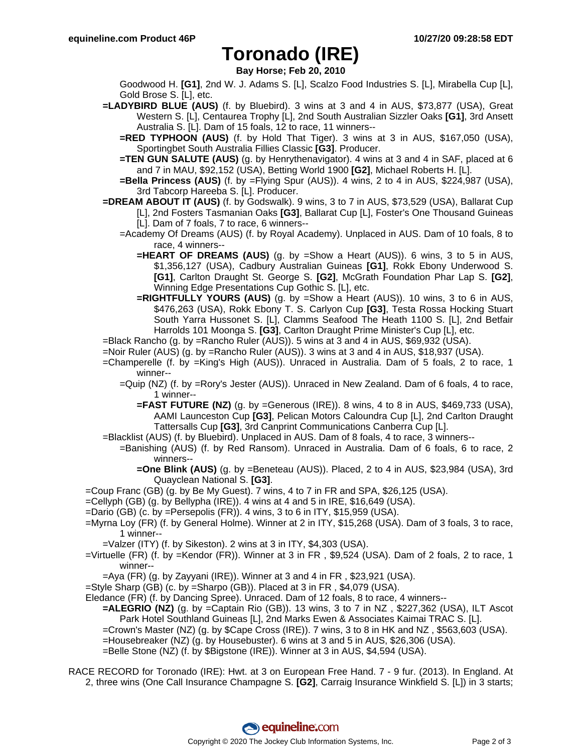# Toronado (IRE)

**Bay Horse; Feb 20, 2010**

Goodwood H. **[G1]**, 2nd W. J. Adams S. [L], Scalzo Food Industries S. [L], Mirabella Cup [L], Gold Brose S. [L], etc.

**=LADYBIRD BLUE (AUS)** (f. by Bluebird). 3 wins at 3 and 4 in AUS, $73,877 (USA), Great Western S. [L], Centaurea Trophy [L], 2nd South Australian Sizzler Oaks **[G1]**, 3rd Ansett Australia S. [L]. Dam of 15 foals, 12 to race, 11 winners--

**=RED TYPHOON (AUS)** (f. by Hold That Tiger). 3 wins at 3 in AUS, $167,050 (USA), Sportingbet South Australia Fillies Classic **[G3]**. Producer.

**=TEN GUN SALUTE (AUS)** (g. by Henrythenavigator). 4 wins at 3 and 4 in SAF, placed at 6 and 7 in MAU, $92,152 (USA), Betting World 1900 **[G2]**, Michael Roberts H. [L].

**=Bella Princess (AUS)** (f. by =Flying Spur (AUS)). 4 wins, 2 to 4 in AUS, $224,987 (USA), 3rd Tabcorp Hareeba S. [L]. Producer.

**=DREAM ABOUT IT (AUS)** (f. by Godswalk). 9 wins, 3 to 7 in AUS, $73,529 (USA), Ballarat Cup [L], 2nd Fosters Tasmanian Oaks **[G3]**, Ballarat Cup [L], Foster's One Thousand Guineas [L]. Dam of 7 foals, 7 to race, 6 winners--

=Academy Of Dreams (AUS) (f. by Royal Academy). Unplaced in AUS. Dam of 10 foals, 8 to race, 4 winners--

**=HEART OF DREAMS (AUS)** (g. by =Show a Heart (AUS)). 6 wins, 3 to 5 in AUS, $1,356,127 (USA), Cadbury Australian Guineas **[G1]**, Rokk Ebony Underwood S. **[G1]**, Carlton Draught St. George S. **[G2]**, McGrath Foundation Phar Lap S. **[G2]**, Winning Edge Presentations Cup Gothic S. [L], etc.

**=RIGHTFULLY YOURS (AUS)** (g. by =Show a Heart (AUS)). 10 wins, 3 to 6 in AUS, $476,263 (USA), Rokk Ebony T. S. Carlyon Cup **[G3]**, Testa Rossa Hocking Stuart South Yarra Hussonet S. [L], Clamms Seafood The Heath 1100 S. [L], 2nd Betfair Harrolds 101 Moonga S. **[G3]**, Carlton Draught Prime Minister's Cup [L], etc.

=Black Rancho (g. by =Rancho Ruler (AUS)). 5 wins at 3 and 4 in AUS, $69,932 (USA).

=Noir Ruler (AUS) (g. by =Rancho Ruler (AUS)). 3 wins at 3 and 4 in AUS, $18,937 (USA).

=Champerelle (f. by =King's High (AUS)). Unraced in Australia. Dam of 5 foals, 2 to race, 1 winner--

=Quip (NZ) (f. by =Rory's Jester (AUS)). Unraced in New Zealand. Dam of 6 foals, 4 to race, 1 winner--

**=FAST FUTURE (NZ)** (g. by =Generous (IRE)). 8 wins, 4 to 8 in AUS, $469,733 (USA), AAMI Launceston Cup **[G3]**, Pelican Motors Caloundra Cup [L], 2nd Carlton Draught Tattersalls Cup **[G3]**, 3rd Canprint Communications Canberra Cup [L].

=Blacklist (AUS) (f. by Bluebird). Unplaced in AUS. Dam of 8 foals, 4 to race, 3 winners--

=Banishing (AUS) (f. by Red Ransom). Unraced in Australia. Dam of 6 foals, 6 to race, 2 winners--

**=One Blink (AUS)** (g. by =Beneteau (AUS)). Placed, 2 to 4 in AUS, $23,984 (USA), 3rd Quayclean National S. **[G3]**.

=Coup Franc (GB) (g. by Be My Guest). 7 wins, 4 to 7 in FR and SPA, $26,125 (USA).

=Cellyph (GB) (g. by Bellypha (IRE)). 4 wins at 4 and 5 in IRE, $16,649 (USA).

=Dario (GB) (c. by =Persepolis (FR)). 4 wins, 3 to 6 in ITY, $15,959 (USA).

=Myrna Loy (FR) (f. by General Holme). Winner at 2 in ITY, $15,268 (USA). Dam of 3 foals, 3 to race, 1 winner--

=Valzer (ITY) (f. by Sikeston). 2 wins at 3 in ITY, $4,303 (USA).

=Virtuelle (FR) (f. by =Kendor (FR)). Winner at 3 in FR , $9,524 (USA). Dam of 2 foals, 2 to race, 1 winner--

=Aya (FR) (g. by Zayyani (IRE)). Winner at 3 and 4 in FR , $23,921 (USA).

=Style Sharp (GB) (c. by =Sharpo (GB)). Placed at 3 in FR , $4,079 (USA).

Eledance (FR) (f. by Dancing Spree). Unraced. Dam of 12 foals, 8 to race, 4 winners--

**=ALEGRIO (NZ)** (g. by =Captain Rio (GB)). 13 wins, 3 to 7 in NZ , $227,362 (USA), ILT Ascot Park Hotel Southland Guineas [L], 2nd Marks Ewen & Associates Kaimai TRAC S. [L].

=Crown's Master (NZ) (g. by $Cape Cross (IRE)). 7 wins, 3 to 8 in HK and NZ , $563,603 (USA).

=Housebreaker (NZ) (g. by Housebuster). 6 wins at 3 and 5 in AUS, $26,306 (USA).

=Belle Stone (NZ) (f. by $Bigstone (IRE)). Winner at 3 in AUS, $4,594 (USA).

RACE RECORD for Toronado (IRE): Hwt. at 3 on European Free Hand. 7 - 9 fur. (2013). In England. At 2, three wins (One Call Insurance Champagne S. **[G2]**, Carraig Insurance Winkfield S. [L]) in 3 starts;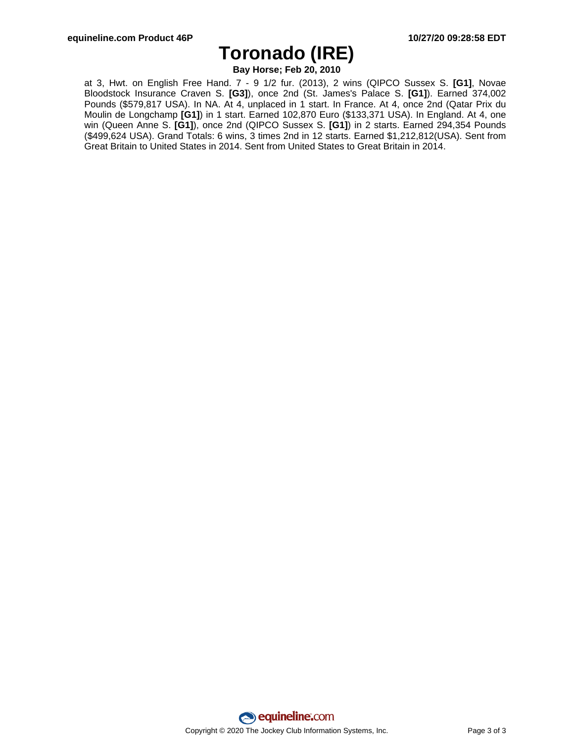# Toronado (IRE)

**Bay Horse; Feb 20, 2010**

at 3, Hwt. on English Free Hand. 7 - 9 1/2 fur. (2013), 2 wins (QIPCO Sussex S. **[G1]**, Novae Bloodstock Insurance Craven S. **[G3]**), once 2nd (St. James's Palace S. **[G1]**). Earned 374,002 Pounds ($579,817 USA). In NA. At 4, unplaced in 1 start. In France. At 4, once 2nd (Qatar Prix du Moulin de Longchamp **[G1]**) in 1 start. Earned 102,870 Euro ($133,371 USA). In England. At 4, one win (Queen Anne S. **[G1]**), once 2nd (QIPCO Sussex S. **[G1]**) in 2 starts. Earned 294,354 Pounds ($499,624 USA). Grand Totals: 6 wins, 3 times 2nd in 12 starts. Earned $1,212,812(USA). Sent from Great Britain to United States in 2014. Sent from United States to Great Britain in 2014.